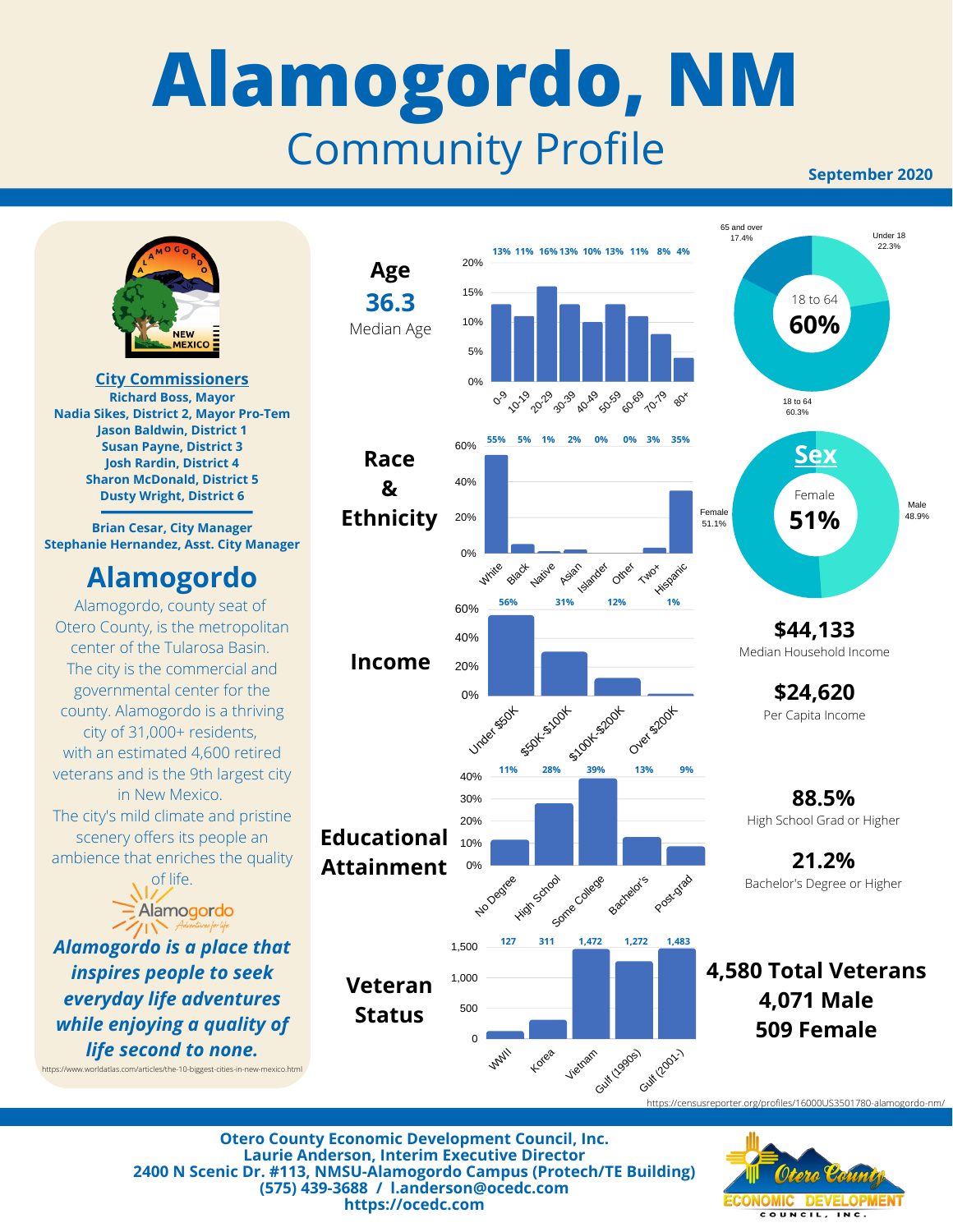# Alamogordo, NM

## Community Profile

September 2020

### City Commissioners

**Richard Boss, Mayor**
**Nadia Sikes, District 2, Mayor Pro-Tem**
**Jason Baldwin, District 1**
**Susan Payne, District 3**
**Josh Rardin, District 4**
**Sharon McDonald, District 5**
**Dusty Wright, District 6**

**Brian Cesar, City Manager**
**Stephanie Hernandez, Asst. City Manager**

## Alamogordo

Alamogordo, county seat of Otero County, is the metropolitan center of the Tularosa Basin. The city is the commercial and governmental center for the county. Alamogordo is a thriving city of 31,000+ residents, with an estimated 4,600 retired veterans and is the 9th largest city in New Mexico. The city's mild climate and pristine scenery offers its people an ambience that enriches the quality of life.

Alamogordo — Adventures for life

***Alamogordo is a place that inspires people to seek everyday life adventures while enjoying a quality of life second to none.***

https://www.worldatlas.com/articles/the-10-biggest-cities-in-new-mexico.html

### Age

**36.3** Median Age

| 0-9 | 10-19 | 20-29 | 30-39 | 40-49 | 50-59 | 60-69 | 70-79 | 80+ |
|---|---|---|---|---|---|---|---|---|
| 13% | 11% | 16% | 13% | 10% | 13% | 11% | 8% | 4% |

| Age group | Share |
|---|---|
| Under 18 | 22.3% |
| 18 to 64 | 60.3% |
| 65 and over | 17.4% |

18 to 64: **60%**

### Race & Ethnicity

| White | Black | Native | Asian | Islander | Other | Two+ | Hispanic |
|---|---|---|---|---|---|---|---|
| 55% | 5% | 1% | 2% | 0% | 0% | 3% | 35% |

### Sex

Female: **51%**

| Female | Male |
|---|---|
| 51.1% | 48.9% |

### Income

| Under $50K | $50K-$100K | $100K-$200K | Over $200K |
|---|---|---|---|
| 56% | 31% | 12% | 1% |

**$44,133** Median Household Income

**$24,620** Per Capita Income

### Educational Attainment

| No Degree | High School | Some College | Bachelor's | Post-grad |
|---|---|---|---|---|
| 11% | 28% | 39% | 13% | 9% |

**88.5%** High School Grad or Higher

**21.2%** Bachelor's Degree or Higher

### Veteran Status

| WWII | Korea | Vietnam | Gulf (1990s) | Gulf (2001-) |
|---|---|---|---|---|
| 127 | 311 | 1,472 | 1,272 | 1,483 |

**4,580 Total Veterans**
**4,071 Male**
**509 Female**

https://censusreporter.org/profiles/16000US3501780-alamogordo-nm/

**Otero County Economic Development Council, Inc.**
**Laurie Anderson, Interim Executive Director**
**2400 N Scenic Dr. #113, NMSU-Alamogordo Campus (Protech/TE Building)**
**(575) 439-3688 / l.anderson@ocedc.com**
**https://ocedc.com**

Otero County Economic Development Council, Inc.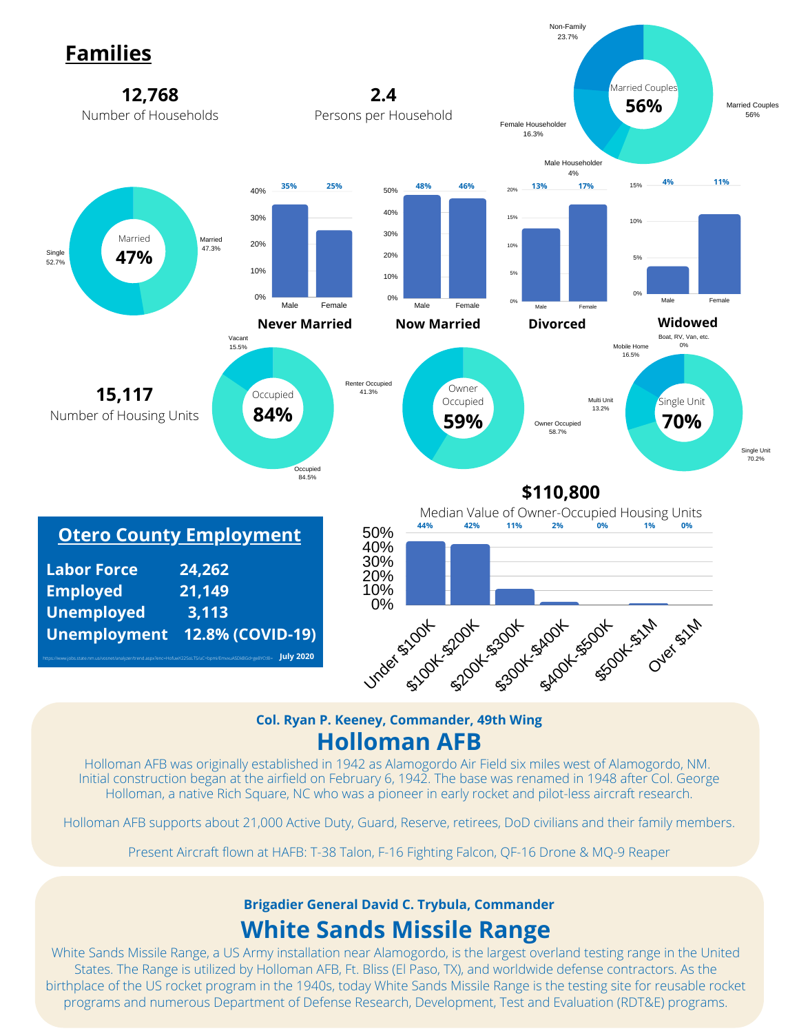## Families

**12,768**
Number of Households

**2.4**
Persons per Household

Non-Family 23.7%
Married Couples **56%**
Married Couples 56%
Female Householder 16.3%
Male Householder 4%

Married **47%**
Single 52.7%
Married 47.3%

**Never Married**
35% 25%
Male Female

**Now Married**
48% 46%
Male Female

**Divorced**
13% 17%
Male Female

**Widowed**
4% 11%
Male Female

**15,117**
Number of Housing Units

Vacant 15.5%
Occupied **84%**
Occupied 84.5%

Renter Occupied 41.3%
Owner Occupied **59%**
Owner Occupied 58.7%

Boat, RV, Van, etc. 0%
Mobile Home 16.5%
Multi Unit 13.2%
Single Unit **70%**
Single Unit 70.2%

**$110,800**
Median Value of Owner-Occupied Housing Units

44% 42% 11% 2% 0% 1% 0%
Under $100K, $100K-$200K, $200K-$300K, $300K-$400K, $400K-$500K, $500K-$1M, Over $1M

## Otero County Employment

| | |
|---|---|
| **Labor Force** | **24,262** |
| **Employed** | **21,149** |
| **Unemployed** | **3,113** |
| **Unemployment** | **12.8% (COVID-19)** |

https://www.jobs.state.nm.us/vosnet/analyzer/trend.aspx?enc=HofuwY22SsLTS/uC+bpm/EmwuASDkBGd+ge8YCtB= **July 2020**

**Col. Ryan P. Keeney, Commander, 49th Wing**

## Holloman AFB

Holloman AFB was originally established in 1942 as Alamogordo Air Field six miles west of Alamogordo, NM. Initial construction began at the airfield on February 6, 1942. The base was renamed in 1948 after Col. George Holloman, a native Rich Square, NC who was a pioneer in early rocket and pilot-less aircraft research.

Holloman AFB supports about 21,000 Active Duty, Guard, Reserve, retirees, DoD civilians and their family members.

Present Aircraft flown at HAFB: T-38 Talon, F-16 Fighting Falcon, QF-16 Drone & MQ-9 Reaper

**Brigadier General David C. Trybula, Commander**

## White Sands Missile Range

White Sands Missile Range, a US Army installation near Alamogordo, is the largest overland testing range in the United States. The Range is utilized by Holloman AFB, Ft. Bliss (El Paso, TX), and worldwide defense contractors. As the birthplace of the US rocket program in the 1940s, today White Sands Missile Range is the testing site for reusable rocket programs and numerous Department of Defense Research, Development, Test and Evaluation (RDT&E) programs.